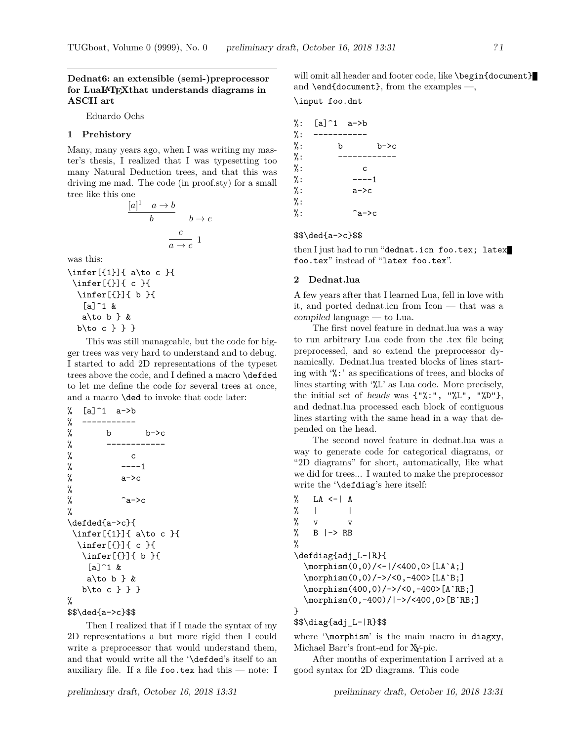# Dednat6: an extensible (semi-)preprocessor for LuaLaTeXthat understands diagrams in ASCII art

Eduardo Ochs

## 1 Prehistory

Many, many years ago, when I was writing my master's thesis, I realized that I was typesetting too many Natural Deduction trees, and that this was driving me mad. The code (in proof.sty) for a small tree like this one

$$\dfrac{\dfrac{\dfrac{[a]^1 \quad a\to b}{b} \qquad b\to c}{c}}{a\to c}\,1$$

was this:

```
\infer[{1}]{ a\to c }{
 \infer[{}]{ c }{
  \infer[{}]{ b }{
   [a]^1 &
   a\to b } &
  b\to c } } }
```

This was still manageable, but the code for bigger trees was very hard to understand and to debug. I started to add 2D representations of the typeset trees above the code, and I defined a macro `\defded` to let me define the code for several trees at once, and a macro `\ded` to invoke that code later:

```
%  [a]^1  a->b
%  -----------
%       b       b->c
%       ------------
%            c
%          ----1
%          a->c
%
%          ^a->c
%
\defded{a->c}{
 \infer[{1}]{ a\to c }{
  \infer[{}]{ c }{
   \infer[{}]{ b }{
    [a]^1 &
    a\to b } &
   b\to c } } }
%
$$\ded{a->c}$$
```

Then I realized that if I made the syntax of my 2D representations a but more rigid then I could write a preprocessor that would understand them, and that would write all the '`\defded`'s itself to an auxiliary file. If a file `foo.tex` had this — note: I will omit all header and footer code, like `\begin{document}` and `\end{document}`, from the examples —,

```
\input foo.dnt

%:  [a]^1  a->b
%:  -----------
%:       b       b->c
%:       ------------
%:            c
%:          ----1
%:          a->c
%:
%:          ^a->c

$$\ded{a->c}$$
```

then I just had to run "`dednat.icn foo.tex; latex foo.tex`" instead of "`latex foo.tex`".

## 2 Dednat.lua

A few years after that I learned Lua, fell in love with it, and ported dednat.icn from Icon — that was a *compiled* language — to Lua.

The first novel feature in dednat.lua was a way to run arbitrary Lua code from the .tex file being preprocessed, and so extend the preprocessor dynamically. Dednat.lua treated blocks of lines starting with '`%:`' as specifications of trees, and blocks of lines starting with '`%L`' as Lua code. More precisely, the initial set of *heads* was `{"%:", "%L", "%D"}`, and dednat.lua processed each block of contiguous lines starting with the same head in a way that depended on the head.

The second novel feature in dednat.lua was a way to generate code for categorical diagrams, or "2D diagrams" for short, automatically, like what we did for trees... I wanted to make the preprocessor write the '`\defdiag`'s here itself:

```
%   LA <-| A
%   |      |
%   v      v
%   B |-> RB
%
\defdiag{adj_L-|R}{
  \morphism(0,0)/<-|/<400,0>[LA`A;]
  \morphism(0,0)/->/<0,-400>[LA`B;]
  \morphism(400,0)/->/<0,-400>[A`RB;]
  \morphism(0,-400)/|->/<400,0>[B`RB;]
}
$$\diag{adj_L-|R}$$
```

where '`\morphism`' is the main macro in `diagxy`, Michael Barr's front-end for XY-pic.

After months of experimentation I arrived at a good syntax for 2D diagrams. This code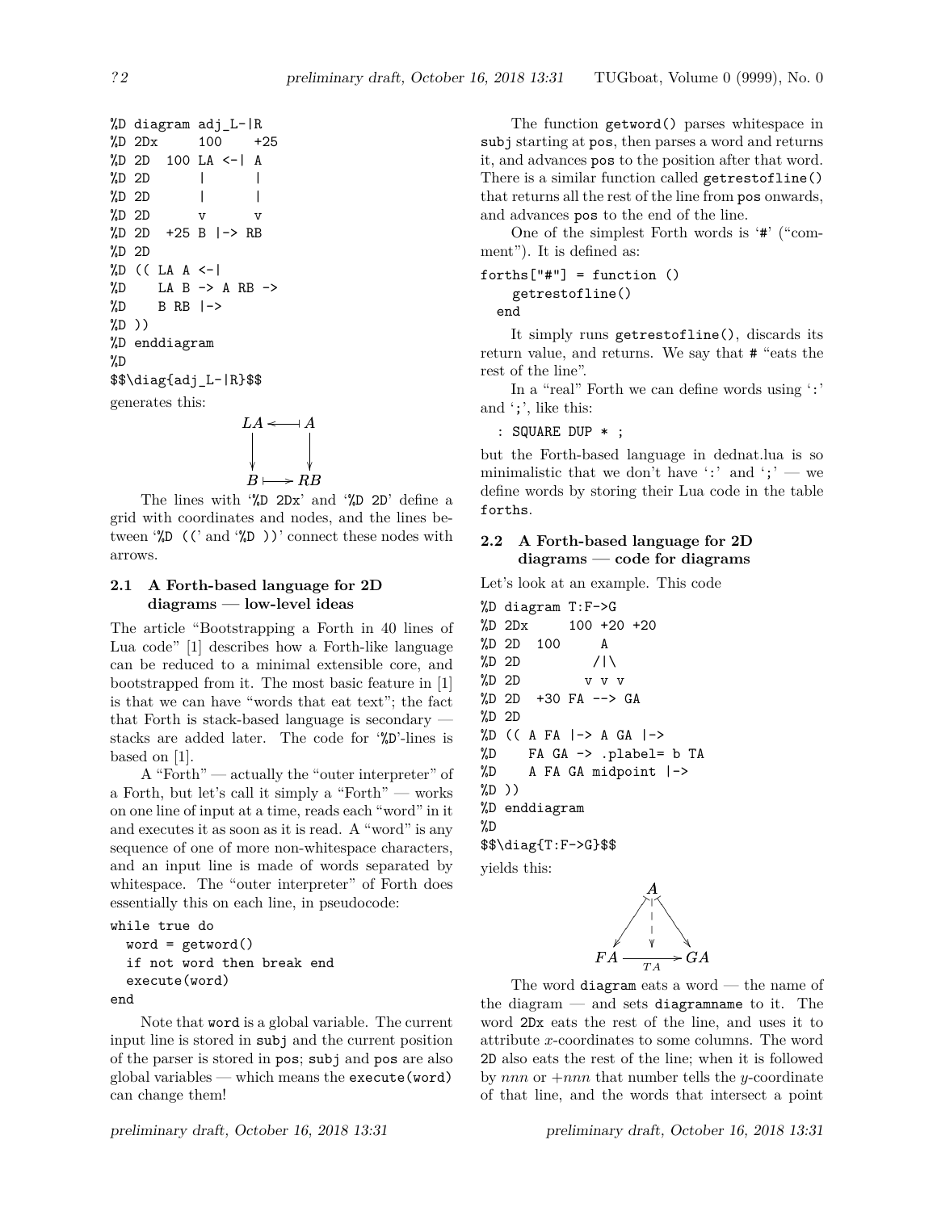```
%D diagram adj_L-|R
%D 2Dx     100    +25
%D 2D  100 LA <-| A
%D 2D      |      |
%D 2D      |      |
%D 2D      v      v
%D 2D  +25 B |-> RB
%D 2D
%D (( LA A <-|
%D    LA B -> A RB ->
%D    B RB |->
%D ))
%D enddiagram
%D
$$\diag{adj_L-|R}$$
```

generates this:

$$\begin{array}{ccc} LA & \longleftarrow\!\!\!\dashv & A \\ \downarrow & & \downarrow \\ B & \longmapsto & RB \end{array}$$

The lines with '%D 2Dx' and '%D 2D' define a grid with coordinates and nodes, and the lines between '%D ((' and '%D ))' connect these nodes with arrows.

## 2.1 A Forth-based language for 2D diagrams — low-level ideas

The article "Bootstrapping a Forth in 40 lines of Lua code" [1] describes how a Forth-like language can be reduced to a minimal extensible core, and bootstrapped from it. The most basic feature in [1] is that we can have "words that eat text"; the fact that Forth is stack-based language is secondary — stacks are added later. The code for '%D'-lines is based on [1].

A "Forth" — actually the "outer interpreter" of a Forth, but let's call it simply a "Forth" — works on one line of input at a time, reads each "word" in it and executes it as soon as it is read. A "word" is any sequence of one of more non-whitespace characters, and an input line is made of words separated by whitespace. The "outer interpreter" of Forth does essentially this on each line, in pseudocode:

```
while true do
  word = getword()
  if not word then break end
  execute(word)
end
```

Note that `word` is a global variable. The current input line is stored in `subj` and the current position of the parser is stored in `pos`; `subj` and `pos` are also global variables — which means the `execute(word)` can change them!

The function `getword()` parses whitespace in `subj` starting at `pos`, then parses a word and returns it, and advances `pos` to the position after that word. There is a similar function called `getrestofline()` that returns all the rest of the line from `pos` onwards, and advances `pos` to the end of the line.

One of the simplest Forth words is '`#`' ("comment"). It is defined as:

```
forths["#"] = function ()
    getrestofline()
  end
```

It simply runs `getrestofline()`, discards its return value, and returns. We say that `#` "eats the rest of the line".

In a "real" Forth we can define words using '`:`' and '`;`', like this:

```
: SQUARE DUP * ;
```

but the Forth-based language in dednat.lua is so minimalistic that we don't have '`:`' and '`;`' — we define words by storing their Lua code in the table `forths`.

## 2.2 A Forth-based language for 2D diagrams — code for diagrams

Let's look at an example. This code

```
%D diagram T:F->G
%D 2Dx     100 +20 +20
%D 2D  100      A
%D 2D          /|\
%D 2D         v v v
%D 2D  +30 FA --> GA
%D 2D
%D (( A FA |-> A GA |->
%D    FA GA -> .plabel= b TA
%D    A FA GA midpoint |->
%D ))
%D enddiagram
%D
$$\diag{T:F->G}$$
```

yields this:

$$\begin{array}{ccc} & A & \\ \swarrow & \downarrow & \searrow \\ FA & \xrightarrow[TA]{} & GA \end{array}$$

The word `diagram` eats a word — the name of the diagram — and sets `diagramname` to it. The word `2Dx` eats the rest of the line, and uses it to attribute $x$-coordinates to some columns. The word `2D` also eats the rest of the line; when it is followed by *nnn* or +*nnn* that number tells the $y$-coordinate of that line, and the words that intersect a point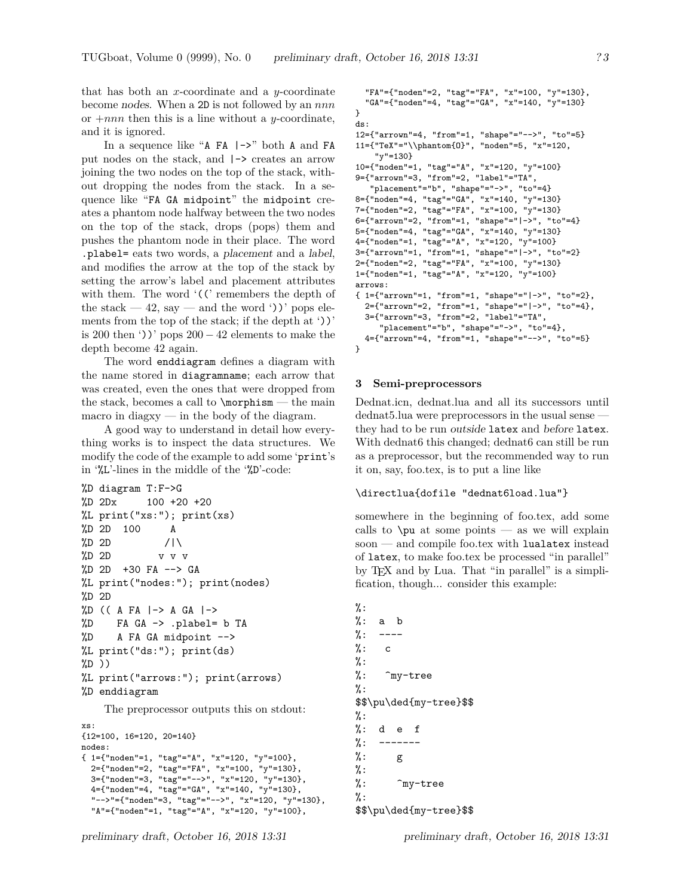that has both an $x$-coordinate and a $y$-coordinate become *nodes*. When a `2D` is not followed by an *nnn* or +*nnn* then this is a line without a $y$-coordinate, and it is ignored.

In a sequence like "`A FA |->`" both `A` and `FA` put nodes on the stack, and `|->` creates an arrow joining the two nodes on the top of the stack, without dropping the nodes from the stack. In a sequence like "`FA GA midpoint`" the `midpoint` creates a phantom node halfway between the two nodes on the top of the stack, drops (pops) them and pushes the phantom node in their place. The word `.plabel=` eats two words, a *placement* and a *label*, and modifies the arrow at the top of the stack by setting the arrow's label and placement attributes with them. The word '`((`' remembers the depth of the stack — 42, say — and the word '`))`' pops elements from the top of the stack; if the depth at '`))`' is 200 then '`))`' pops $200 - 42$ elements to make the depth become 42 again.

The word `enddiagram` defines a diagram with the name stored in `diagramname`; each arrow that was created, even the ones that were dropped from the stack, becomes a call to `\morphism` — the main macro in diagxy — in the body of the diagram.

A good way to understand in detail how everything works is to inspect the data structures. We modify the code of the example to add some '`print`'s in '`%L`'-lines in the middle of the '`%D`'-code:

```
%D diagram T:F->G
%D 2Dx     100 +20 +20
%L print("xs:"); print(xs)
%D 2D  100     A
%D 2D         /|\
%D 2D        v v v
%D 2D  +30 FA --> GA
%L print("nodes:"); print(nodes)
%D 2D
%D (( A FA |-> A GA |->
%D    FA GA -> .plabel= b TA
%D    A FA GA midpoint -->
%L print("ds:"); print(ds)
%D ))
%L print("arrows:"); print(arrows)
%D enddiagram
```

The preprocessor outputs this on stdout:

```
xs:
{12=100, 16=120, 20=140}
nodes:
{ 1={"noden"=1, "tag"="A", "x"=120, "y"=100},
  2={"noden"=2, "tag"="FA", "x"=100, "y"=130},
  3={"noden"=3, "tag"="-->", "x"=120, "y"=130},
  4={"noden"=4, "tag"="GA", "x"=140, "y"=130},
  "-->"={"noden"=3, "tag"="-->", "x"=120, "y"=130},
  "A"={"noden"=1, "tag"="A", "x"=120, "y"=100},
  "FA"={"noden"=2, "tag"="FA", "x"=100, "y"=130},
  "GA"={"noden"=4, "tag"="GA", "x"=140, "y"=130}
}
ds:
12={"arrown"=4, "from"=1, "shape"="-->", "to"=5}
11={"TeX"="\\phantom{O}", "noden"=5, "x"=120,
    "y"=130}
10={"noden"=1, "tag"="A", "x"=120, "y"=100}
9={"arrown"=3, "from"=2, "label"="TA",
   "placement"="b", "shape"="->", "to"=4}
8={"noden"=4, "tag"="GA", "x"=140, "y"=130}
7={"noden"=2, "tag"="FA", "x"=100, "y"=130}
6={"arrown"=2, "from"=1, "shape"="|->", "to"=4}
5={"noden"=4, "tag"="GA", "x"=140, "y"=130}
4={"noden"=1, "tag"="A", "x"=120, "y"=100}
3={"arrown"=1, "from"=1, "shape"="|->", "to"=2}
2={"noden"=2, "tag"="FA", "x"=100, "y"=130}
1={"noden"=1, "tag"="A", "x"=120, "y"=100}
arrows:
{ 1={"arrown"=1, "from"=1, "shape"="|->", "to"=2},
  2={"arrown"=2, "from"=1, "shape"="|->", "to"=4},
  3={"arrown"=3, "from"=2, "label"="TA",
     "placement"="b", "shape"="->", "to"=4},
  4={"arrown"=4, "from"=1, "shape"="-->", "to"=5}
}
```

## 3 Semi-preprocessors

Dednat.icn, dednat.lua and all its successors until dednat5.lua were preprocessors in the usual sense — they had to be run *outside* `latex` and *before* `latex`. With dednat6 this changed; dednat6 can still be run as a preprocessor, but the recommended way to run it on, say, foo.tex, is to put a line like

```
\directlua{dofile "dednat6load.lua"}
```

somewhere in the beginning of foo.tex, add some calls to `\pu` at some points — as we will explain soon — and compile foo.tex with `lualatex` instead of `latex`, to make foo.tex be processed "in parallel" by TeX and by Lua. That "in parallel" is a simplification, though... consider this example:

```
%:
%:  a  b
%:  ----
%:    c
%:
%:    ^my-tree
%:
$$\pu\ded{my-tree}$$
%:
%:  d  e  f
%:  -------
%:     g
%:
%:     ^my-tree
%:
$$\pu\ded{my-tree}$$
```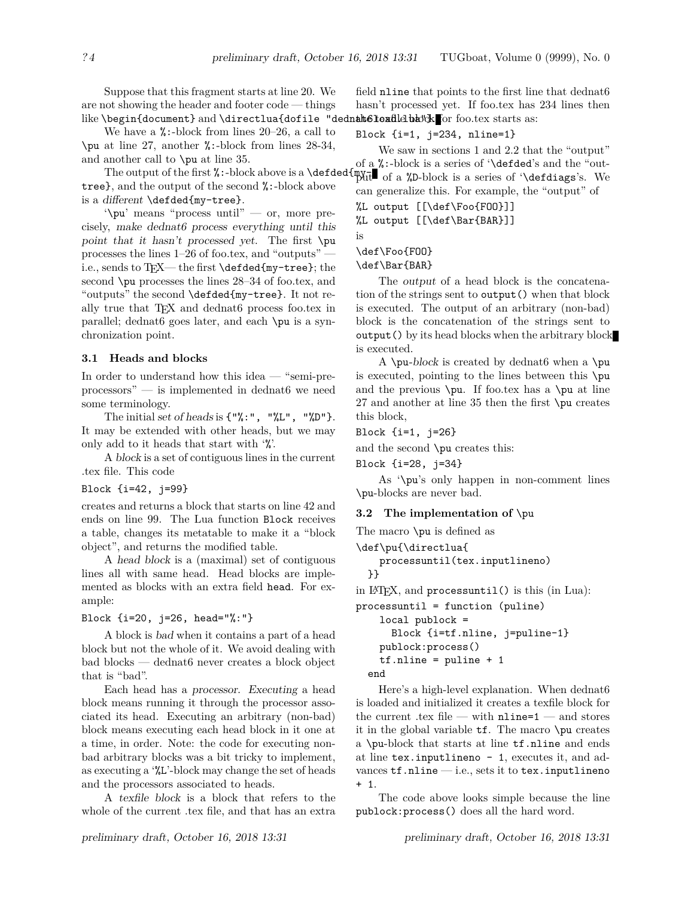Suppose that this fragment starts at line 20. We are not showing the header and footer code — things like `\begin{document}` and `\directlua{dofile "dednat6load.lua"}`.

We have a `%:`-block from lines 20–26, a call to `\pu` at line 27, another `%:`-block from lines 28-34, and another call to `\pu` at line 35.

The output of the first `%:`-block above is a `\defded{my-tree}`, and the output of the second `%:`-block above is a *different* `\defded{my-tree}`.

'`\pu`' means "process until" — or, more precisely, *make dednat6 process everything until this point that it hasn't processed yet.* The first `\pu` processes the lines 1–26 of foo.tex, and "outputs" — i.e., sends to TEX— the first `\defded{my-tree}`; the second `\pu` processes the lines 28–34 of foo.tex, and "outputs" the second `\defded{my-tree}`. It not really true that TEX and dednat6 process foo.tex in parallel; dednat6 goes later, and each `\pu` is a synchronization point.

### 3.1 Heads and blocks

In order to understand how this idea — "semi-preprocessors" — is implemented in dednat6 we need some terminology.

The initial *set of heads* is `{"%:", "%L", "%D"}`. It may be extended with other heads, but we may only add to it heads that start with '%'.

A *block* is a set of contiguous lines in the current .tex file. This code

```
Block {i=42, j=99}
```

creates and returns a block that starts on line 42 and ends on line 99. The Lua function `Block` receives a table, changes its metatable to make it a "block object", and returns the modified table.

A *head block* is a (maximal) set of contiguous lines all with same head. Head blocks are implemented as blocks with an extra field `head`. For example:

```
Block {i=20, j=26, head="%:"}
```

A block is *bad* when it contains a part of a head block but not the whole of it. We avoid dealing with bad blocks — dednat6 never creates a block object that is "bad".

Each head has a *processor*. *Executing* a head block means running it through the processor associated its head. Executing an arbitrary (non-bad) block means executing each head block in it one at a time, in order. Note: the code for executing non-bad arbitrary blocks was a bit tricky to implement, as executing a '`%L`'-block may change the set of heads and the processors associated to heads.

A *texfile block* is a block that refers to the whole of the current .tex file, and that has an extra field `nline` that points to the first line that dednat6 hasn't processed yet. If foo.tex has 234 lines then the texfile block for foo.tex starts as:

```
Block {i=1, j=234, nline=1}
```

We saw in sections 1 and 2.2 that the "output" of a `%:`-block is a series of '`\defded`'s and the "output" of a `%D`-block is a series of '`\defdiags`'s. We can generalize this. For example, the "output" of

```
%L output [[\def\Foo{FOO}]]
%L output [[\def\Bar{BAR}]]
```

is

```
\def\Foo{FOO}
\def\Bar{BAR}
```

The *output* of a head block is the concatenation of the strings sent to `output()` when that block is executed. The output of an arbitrary (non-bad) block is the concatenation of the strings sent to `output()` by its head blocks when the arbitrary block is executed.

A `\pu`-*block* is created by dednat6 when a `\pu` is executed, pointing to the lines between this `\pu` and the previous `\pu`. If foo.tex has a `\pu` at line 27 and another at line 35 then the first `\pu` creates this block,

```
Block {i=1, j=26}
```

and the second `\pu` creates this:

```
Block {i=28, j=34}
```

As '`\pu`'s only happen in non-comment lines `\pu`-blocks are never bad.

### 3.2 The implementation of `\pu`

The macro `\pu` is defined as

```
\def\pu{\directlua{
    processuntil(tex.inputlineno)
  }}
```

in LATEX, and `processuntil()` is this (in Lua):

```
processuntil = function (puline)
    local publock =
      Block {i=tf.nline, j=puline-1}
    publock:process()
    tf.nline = puline + 1
  end
```

Here's a high-level explanation. When dednat6 is loaded and initialized it creates a texfile block for the current .tex file — with `nline=1` — and stores it in the global variable `tf`. The macro `\pu` creates a `\pu`-block that starts at line `tf.nline` and ends at line `tex.inputlineno - 1`, executes it, and advances `tf.nline` — i.e., sets it to `tex.inputlineno + 1`.

The code above looks simple because the line `publock:process()` does all the hard word.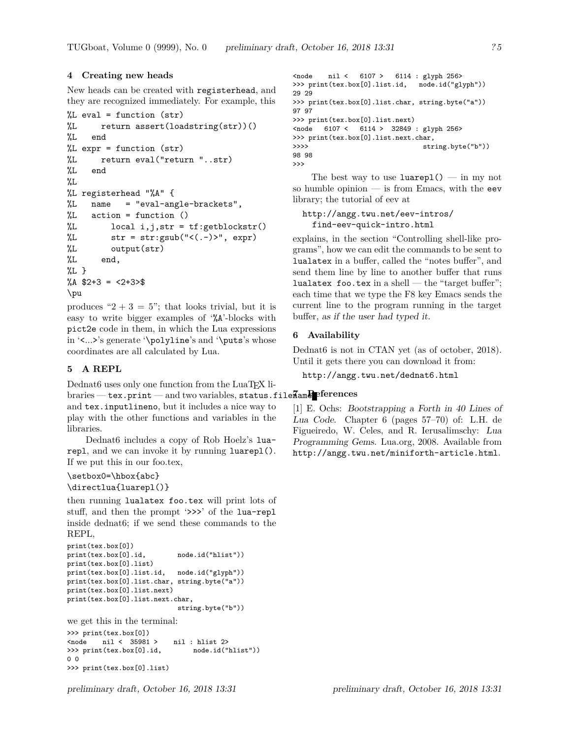## 4 Creating new heads

New heads can be created with `registerhead`, and they are recognized immediately. For example, this

```
%L eval = function (str)
%L     return assert(loadstring(str))()
%L   end
%L expr = function (str)
%L     return eval("return "..str)
%L   end
%L
%L registerhead "%A" {
%L   name   = "eval-angle-brackets",
%L   action = function ()
%L       local i,j,str = tf:getblockstr()
%L       str = str:gsub("<(.-)>", expr)
%L       output(str)
%L     end,
%L }
%A $2+3 = <2+3>$
\pu
```

produces "$2 + 3 = 5$"; that looks trivial, but it is easy to write bigger examples of '`%A`'-blocks with `pict2e` code in them, in which the Lua expressions in '`<...>`'s generate '`\polyline`'s and '`\puts`'s whose coordinates are all calculated by Lua.

## 5 A REPL

Dednat6 uses only one function from the LuaTEX libraries — `tex.print` — and two variables, `status.filename` and `tex.inputlineno`, but it includes a nice way to play with the other functions and variables in the libraries.

Dednat6 includes a copy of Rob Hoelz's `lua-repl`, and we can invoke it by running `luarepl()`. If we put this in our foo.tex,

```
\setbox0=\hbox{abc}
\directlua{luarepl()}
```

then running `lualatex foo.tex` will print lots of stuff, and then the prompt '`>>>`' of the `lua-repl` inside dednat6; if we send these commands to the REPL,

```
print(tex.box[0])
print(tex.box[0].id,        node.id("hlist"))
print(tex.box[0].list)
print(tex.box[0].list.id,   node.id("glyph"))
print(tex.box[0].list.char, string.byte("a"))
print(tex.box[0].list.next)
print(tex.box[0].list.next.char,
                            string.byte("b"))
```

we get this in the terminal:

```
>>> print(tex.box[0])
<node    nil <  35981 >    nil : hlist 2>
>>> print(tex.box[0].id,        node.id("hlist"))
0 0
>>> print(tex.box[0].list)
<node    nil <   6107 >   6114 : glyph 256>
>>> print(tex.box[0].list.id,   node.id("glyph"))
29 29
>>> print(tex.box[0].list.char, string.byte("a"))
97 97
>>> print(tex.box[0].list.next)
<node   6107 <   6114 >  32849 : glyph 256>
>>> print(tex.box[0].list.next.char,
>>>>                            string.byte("b"))
98 98
>>>
```

The best way to use `luarepl()` — in my not so humble opinion — is from Emacs, with the `eev` library; the tutorial of eev at

http://angg.twu.net/eev-intros/find-eev-quick-intro.html

explains, in the section "Controlling shell-like programs", how we can edit the commands to be sent to `lualatex` in a buffer, called the "notes buffer", and send them line by line to another buffer that runs `lualatex foo.tex` in a shell — the "target buffer"; each time that we type the F8 key Emacs sends the current line to the program running in the target buffer, *as if the user had typed it*.

## 6 Availability

Dednat6 is not in CTAN yet (as of october, 2018). Until it gets there you can download it from:

http://angg.twu.net/dednat6.html

## 7 References

[1] E. Ochs: *Bootstrapping a Forth in 40 Lines of Lua Code*. Chapter 6 (pages 57–70) of: L.H. de Figueiredo, W. Celes, and R. Ierusalimschy: *Lua Programming Gems*. Lua.org, 2008. Available from http://angg.twu.net/miniforth-article.html.